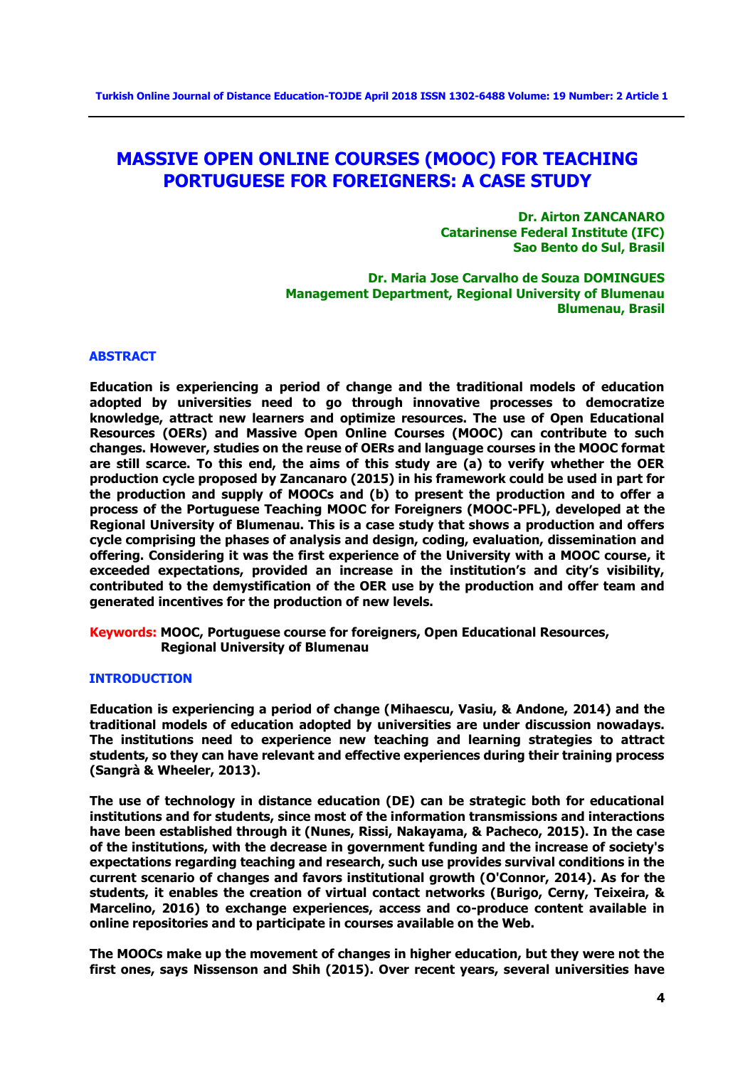# MASSIVE OPEN ONLINE COURSES (MOOC) FOR TEACHING PORTUGUESE FOR FOREIGNERS: A CASE STUDY

**Dr. Airton ZANCANARO**
**Catarinense Federal Institute (IFC)**
**Sao Bento do Sul, Brasil**

**Dr. Maria Jose Carvalho de Souza DOMINGUES**
**Management Department, Regional University of Blumenau**
**Blumenau, Brasil**

## ABSTRACT

**Education is experiencing a period of change and the traditional models of education adopted by universities need to go through innovative processes to democratize knowledge, attract new learners and optimize resources. The use of Open Educational Resources (OERs) and Massive Open Online Courses (MOOC) can contribute to such changes. However, studies on the reuse of OERs and language courses in the MOOC format are still scarce. To this end, the aims of this study are (a) to verify whether the OER production cycle proposed by Zancanaro (2015) in his framework could be used in part for the production and supply of MOOCs and (b) to present the production and to offer a process of the Portuguese Teaching MOOC for Foreigners (MOOC-PFL), developed at the Regional University of Blumenau. This is a case study that shows a production and offers cycle comprising the phases of analysis and design, coding, evaluation, dissemination and offering. Considering it was the first experience of the University with a MOOC course, it exceeded expectations, provided an increase in the institution's and city's visibility, contributed to the demystification of the OER use by the production and offer team and generated incentives for the production of new levels.**

**Keywords:** **MOOC, Portuguese course for foreigners, Open Educational Resources, Regional University of Blumenau**

## INTRODUCTION

**Education is experiencing a period of change (Mihaescu, Vasiu, & Andone, 2014) and the traditional models of education adopted by universities are under discussion nowadays. The institutions need to experience new teaching and learning strategies to attract students, so they can have relevant and effective experiences during their training process (Sangrà & Wheeler, 2013).**

**The use of technology in distance education (DE) can be strategic both for educational institutions and for students, since most of the information transmissions and interactions have been established through it (Nunes, Rissi, Nakayama, & Pacheco, 2015). In the case of the institutions, with the decrease in government funding and the increase of society's expectations regarding teaching and research, such use provides survival conditions in the current scenario of changes and favors institutional growth (O'Connor, 2014). As for the students, it enables the creation of virtual contact networks (Burigo, Cerny, Teixeira, & Marcelino, 2016) to exchange experiences, access and co-produce content available in online repositories and to participate in courses available on the Web.**

**The MOOCs make up the movement of changes in higher education, but they were not the first ones, says Nissenson and Shih (2015). Over recent years, several universities have**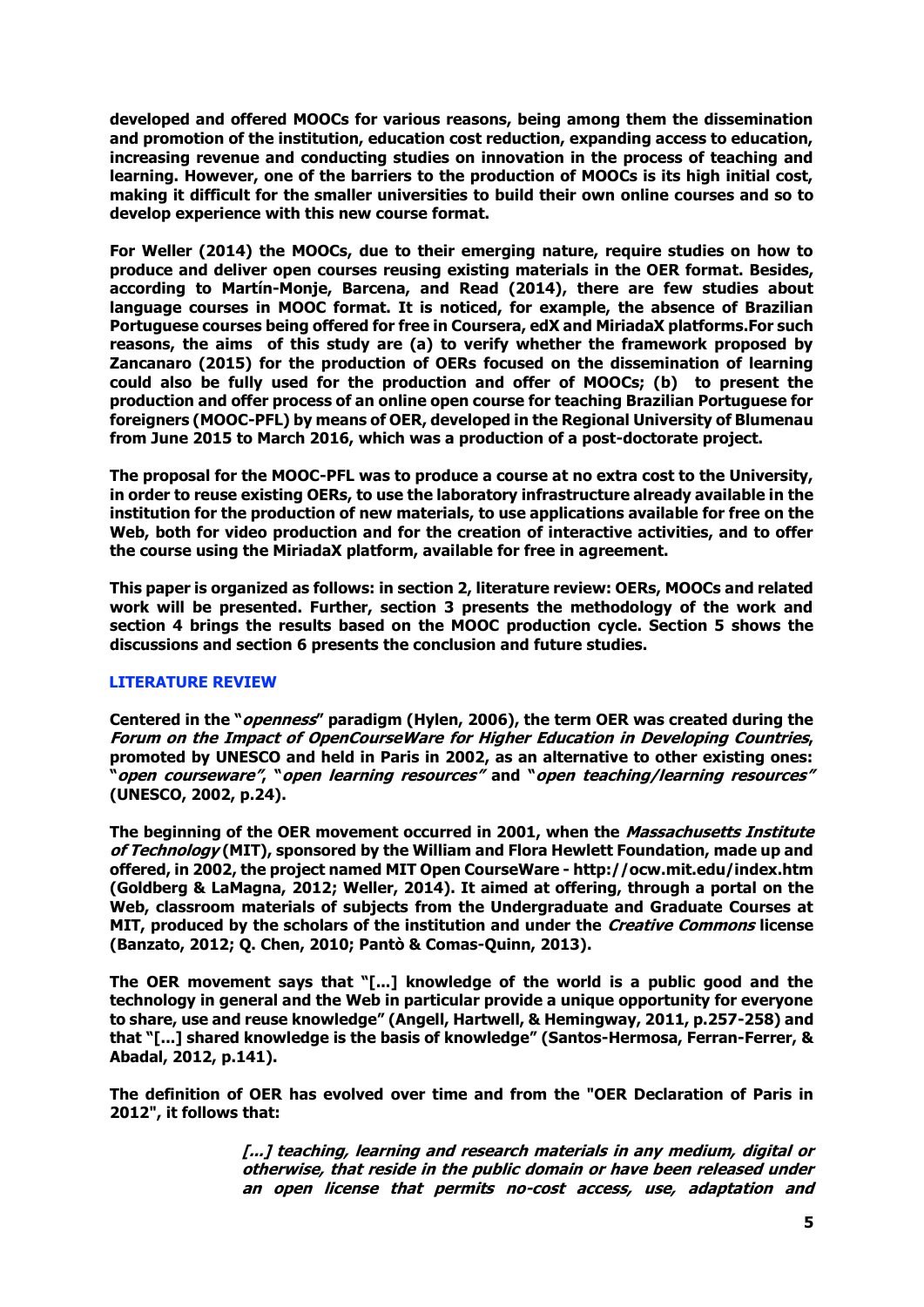developed and offered MOOCs for various reasons, being among them the dissemination and promotion of the institution, education cost reduction, expanding access to education, increasing revenue and conducting studies on innovation in the process of teaching and learning. However, one of the barriers to the production of MOOCs is its high initial cost, making it difficult for the smaller universities to build their own online courses and so to develop experience with this new course format.

For Weller (2014) the MOOCs, due to their emerging nature, require studies on how to produce and deliver open courses reusing existing materials in the OER format. Besides, according to Martín-Monje, Barcena, and Read (2014), there are few studies about language courses in MOOC format. It is noticed, for example, the absence of Brazilian Portuguese courses being offered for free in Coursera, edX and MiriadaX platforms.For such reasons, the aims of this study are (a) to verify whether the framework proposed by Zancanaro (2015) for the production of OERs focused on the dissemination of learning could also be fully used for the production and offer of MOOCs; (b) to present the production and offer process of an online open course for teaching Brazilian Portuguese for foreigners (MOOC-PFL) by means of OER, developed in the Regional University of Blumenau from June 2015 to March 2016, which was a production of a post-doctorate project.

The proposal for the MOOC-PFL was to produce a course at no extra cost to the University, in order to reuse existing OERs, to use the laboratory infrastructure already available in the institution for the production of new materials, to use applications available for free on the Web, both for video production and for the creation of interactive activities, and to offer the course using the MiriadaX platform, available for free in agreement.

This paper is organized as follows: in section 2, literature review: OERs, MOOCs and related work will be presented. Further, section 3 presents the methodology of the work and section 4 brings the results based on the MOOC production cycle. Section 5 shows the discussions and section 6 presents the conclusion and future studies.

## LITERATURE REVIEW

Centered in the "*openness*" paradigm (Hylen, 2006), the term OER was created during the *Forum on the Impact of OpenCourseWare for Higher Education in Developing Countries*, promoted by UNESCO and held in Paris in 2002, as an alternative to other existing ones: "*open courseware*", "*open learning resources*" and "*open teaching/learning resources*" (UNESCO, 2002, p.24).

The beginning of the OER movement occurred in 2001, when the *Massachusetts Institute of Technology* (MIT), sponsored by the William and Flora Hewlett Foundation, made up and offered, in 2002, the project named MIT Open CourseWare - http://ocw.mit.edu/index.htm (Goldberg & LaMagna, 2012; Weller, 2014). It aimed at offering, through a portal on the Web, classroom materials of subjects from the Undergraduate and Graduate Courses at MIT, produced by the scholars of the institution and under the *Creative Commons* license (Banzato, 2012; Q. Chen, 2010; Pantò & Comas-Quinn, 2013).

The OER movement says that "[...] knowledge of the world is a public good and the technology in general and the Web in particular provide a unique opportunity for everyone to share, use and reuse knowledge" (Angell, Hartwell, & Hemingway, 2011, p.257-258) and that "[...] shared knowledge is the basis of knowledge" (Santos-Hermosa, Ferran-Ferrer, & Abadal, 2012, p.141).

The definition of OER has evolved over time and from the "OER Declaration of Paris in 2012", it follows that:

> *[...] teaching, learning and research materials in any medium, digital or otherwise, that reside in the public domain or have been released under an open license that permits no-cost access, use, adaptation and*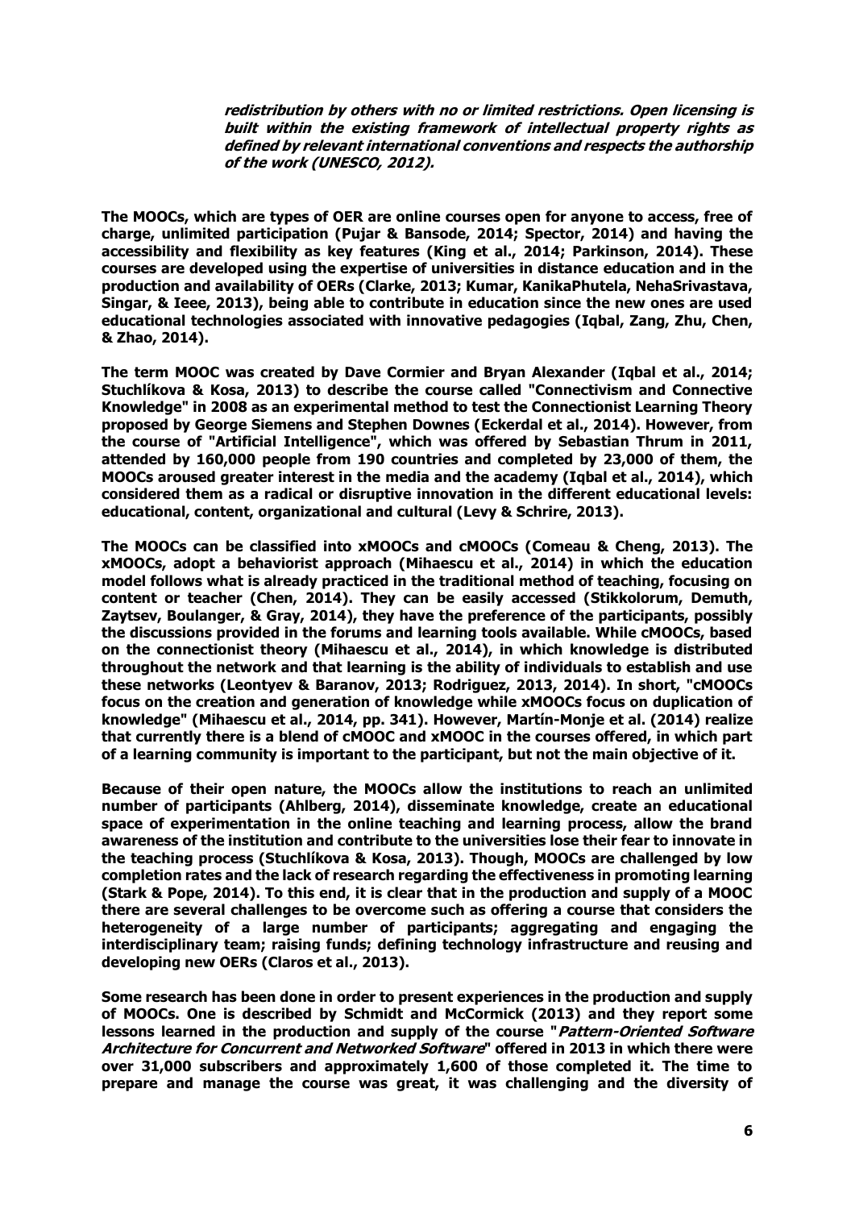***redistribution by others with no or limited restrictions. Open licensing is built within the existing framework of intellectual property rights as defined by relevant international conventions and respects the authorship of the work (UNESCO, 2012).***

**The MOOCs, which are types of OER are online courses open for anyone to access, free of charge, unlimited participation (Pujar & Bansode, 2014; Spector, 2014) and having the accessibility and flexibility as key features (King et al., 2014; Parkinson, 2014). These courses are developed using the expertise of universities in distance education and in the production and availability of OERs (Clarke, 2013; Kumar, KanikaPhutela, NehaSrivastava, Singar, & Ieee, 2013), being able to contribute in education since the new ones are used educational technologies associated with innovative pedagogies (Iqbal, Zang, Zhu, Chen, & Zhao, 2014).**

**The term MOOC was created by Dave Cormier and Bryan Alexander (Iqbal et al., 2014; Stuchlíkova & Kosa, 2013) to describe the course called "Connectivism and Connective Knowledge" in 2008 as an experimental method to test the Connectionist Learning Theory proposed by George Siemens and Stephen Downes (Eckerdal et al., 2014). However, from the course of "Artificial Intelligence", which was offered by Sebastian Thrum in 2011, attended by 160,000 people from 190 countries and completed by 23,000 of them, the MOOCs aroused greater interest in the media and the academy (Iqbal et al., 2014), which considered them as a radical or disruptive innovation in the different educational levels: educational, content, organizational and cultural (Levy & Schrire, 2013).**

**The MOOCs can be classified into xMOOCs and cMOOCs (Comeau & Cheng, 2013). The xMOOCs, adopt a behaviorist approach (Mihaescu et al., 2014) in which the education model follows what is already practiced in the traditional method of teaching, focusing on content or teacher (Chen, 2014). They can be easily accessed (Stikkolorum, Demuth, Zaytsev, Boulanger, & Gray, 2014), they have the preference of the participants, possibly the discussions provided in the forums and learning tools available. While cMOOCs, based on the connectionist theory (Mihaescu et al., 2014), in which knowledge is distributed throughout the network and that learning is the ability of individuals to establish and use these networks (Leontyev & Baranov, 2013; Rodriguez, 2013, 2014). In short, "cMOOCs focus on the creation and generation of knowledge while xMOOCs focus on duplication of knowledge" (Mihaescu et al., 2014, pp. 341). However, Martín-Monje et al. (2014) realize that currently there is a blend of cMOOC and xMOOC in the courses offered, in which part of a learning community is important to the participant, but not the main objective of it.**

**Because of their open nature, the MOOCs allow the institutions to reach an unlimited number of participants (Ahlberg, 2014), disseminate knowledge, create an educational space of experimentation in the online teaching and learning process, allow the brand awareness of the institution and contribute to the universities lose their fear to innovate in the teaching process (Stuchlíkova & Kosa, 2013). Though, MOOCs are challenged by low completion rates and the lack of research regarding the effectiveness in promoting learning (Stark & Pope, 2014). To this end, it is clear that in the production and supply of a MOOC there are several challenges to be overcome such as offering a course that considers the heterogeneity of a large number of participants; aggregating and engaging the interdisciplinary team; raising funds; defining technology infrastructure and reusing and developing new OERs (Claros et al., 2013).**

**Some research has been done in order to present experiences in the production and supply of MOOCs. One is described by Schmidt and McCormick (2013) and they report some lessons learned in the production and supply of the course "*Pattern-Oriented Software Architecture for Concurrent and Networked Software*" offered in 2013 in which there were over 31,000 subscribers and approximately 1,600 of those completed it. The time to prepare and manage the course was great, it was challenging and the diversity of**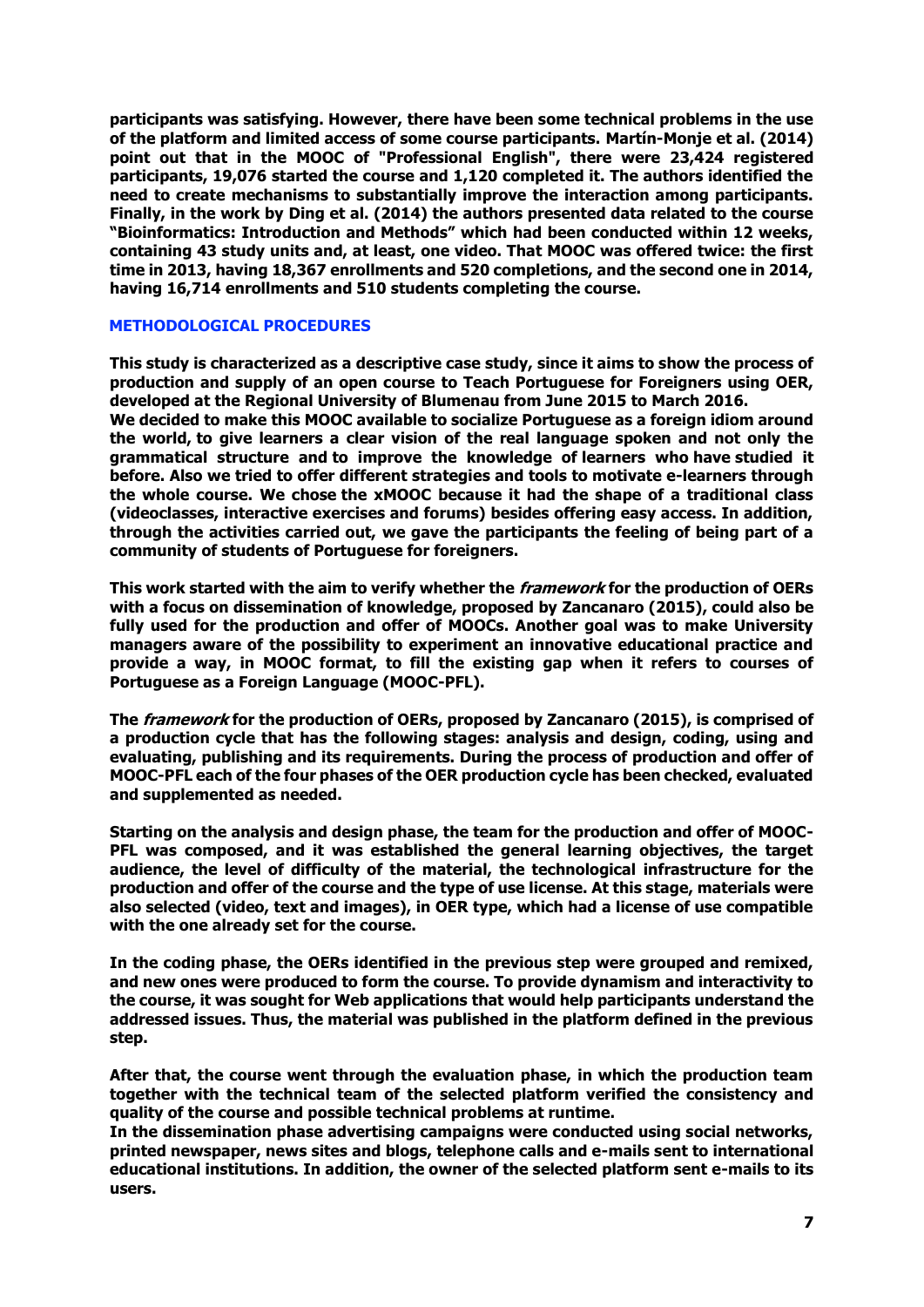**participants was satisfying. However, there have been some technical problems in the use of the platform and limited access of some course participants. Martín-Monje et al. (2014) point out that in the MOOC of "Professional English", there were 23,424 registered participants, 19,076 started the course and 1,120 completed it. The authors identified the need to create mechanisms to substantially improve the interaction among participants. Finally, in the work by Ding et al. (2014) the authors presented data related to the course "Bioinformatics: Introduction and Methods" which had been conducted within 12 weeks, containing 43 study units and, at least, one video. That MOOC was offered twice: the first time in 2013, having 18,367 enrollments and 520 completions, and the second one in 2014, having 16,714 enrollments and 510 students completing the course.**

## METHODOLOGICAL PROCEDURES

**This study is characterized as a descriptive case study, since it aims to show the process of production and supply of an open course to Teach Portuguese for Foreigners using OER, developed at the Regional University of Blumenau from June 2015 to March 2016.**
**We decided to make this MOOC available to socialize Portuguese as a foreign idiom around the world, to give learners a clear vision of the real language spoken and not only the grammatical structure and to improve the knowledge of learners who have studied it before. Also we tried to offer different strategies and tools to motivate e-learners through the whole course. We chose the xMOOC because it had the shape of a traditional class (videoclasses, interactive exercises and forums) besides offering easy access. In addition, through the activities carried out, we gave the participants the feeling of being part of a community of students of Portuguese for foreigners.**

**This work started with the aim to verify whether the *framework* for the production of OERs with a focus on dissemination of knowledge, proposed by Zancanaro (2015), could also be fully used for the production and offer of MOOCs. Another goal was to make University managers aware of the possibility to experiment an innovative educational practice and provide a way, in MOOC format, to fill the existing gap when it refers to courses of Portuguese as a Foreign Language (MOOC-PFL).**

**The *framework* for the production of OERs, proposed by Zancanaro (2015), is comprised of a production cycle that has the following stages: analysis and design, coding, using and evaluating, publishing and its requirements. During the process of production and offer of MOOC-PFL each of the four phases of the OER production cycle has been checked, evaluated and supplemented as needed.**

**Starting on the analysis and design phase, the team for the production and offer of MOOC-PFL was composed, and it was established the general learning objectives, the target audience, the level of difficulty of the material, the technological infrastructure for the production and offer of the course and the type of use license. At this stage, materials were also selected (video, text and images), in OER type, which had a license of use compatible with the one already set for the course.**

**In the coding phase, the OERs identified in the previous step were grouped and remixed, and new ones were produced to form the course. To provide dynamism and interactivity to the course, it was sought for Web applications that would help participants understand the addressed issues. Thus, the material was published in the platform defined in the previous step.**

**After that, the course went through the evaluation phase, in which the production team together with the technical team of the selected platform verified the consistency and quality of the course and possible technical problems at runtime.**
**In the dissemination phase advertising campaigns were conducted using social networks, printed newspaper, news sites and blogs, telephone calls and e-mails sent to international educational institutions. In addition, the owner of the selected platform sent e-mails to its users.**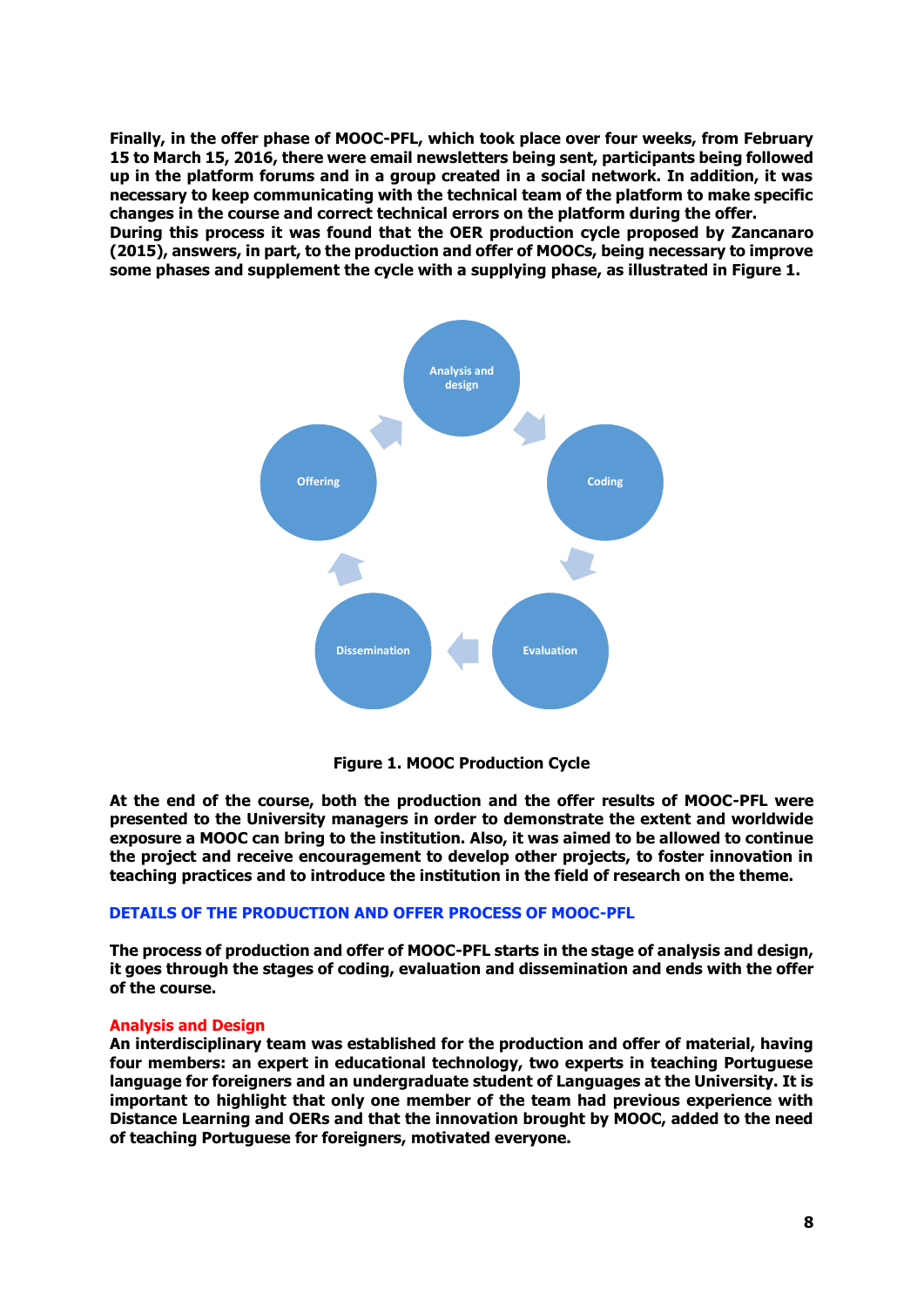Finally, in the offer phase of MOOC-PFL, which took place over four weeks, from February 15 to March 15, 2016, there were email newsletters being sent, participants being followed up in the platform forums and in a group created in a social network. In addition, it was necessary to keep communicating with the technical team of the platform to make specific changes in the course and correct technical errors on the platform during the offer.
During this process it was found that the OER production cycle proposed by Zancanaro (2015), answers, in part, to the production and offer of MOOCs, being necessary to improve some phases and supplement the cycle with a supplying phase, as illustrated in Figure 1.

Analysis and design

Coding

Evaluation

Dissemination

Offering

**Figure 1. MOOC Production Cycle**

At the end of the course, both the production and the offer results of MOOC-PFL were presented to the University managers in order to demonstrate the extent and worldwide exposure a MOOC can bring to the institution. Also, it was aimed to be allowed to continue the project and receive encouragement to develop other projects, to foster innovation in teaching practices and to introduce the institution in the field of research on the theme.

## DETAILS OF THE PRODUCTION AND OFFER PROCESS OF MOOC-PFL

The process of production and offer of MOOC-PFL starts in the stage of analysis and design, it goes through the stages of coding, evaluation and dissemination and ends with the offer of the course.

### Analysis and Design

An interdisciplinary team was established for the production and offer of material, having four members: an expert in educational technology, two experts in teaching Portuguese language for foreigners and an undergraduate student of Languages at the University. It is important to highlight that only one member of the team had previous experience with Distance Learning and OERs and that the innovation brought by MOOC, added to the need of teaching Portuguese for foreigners, motivated everyone.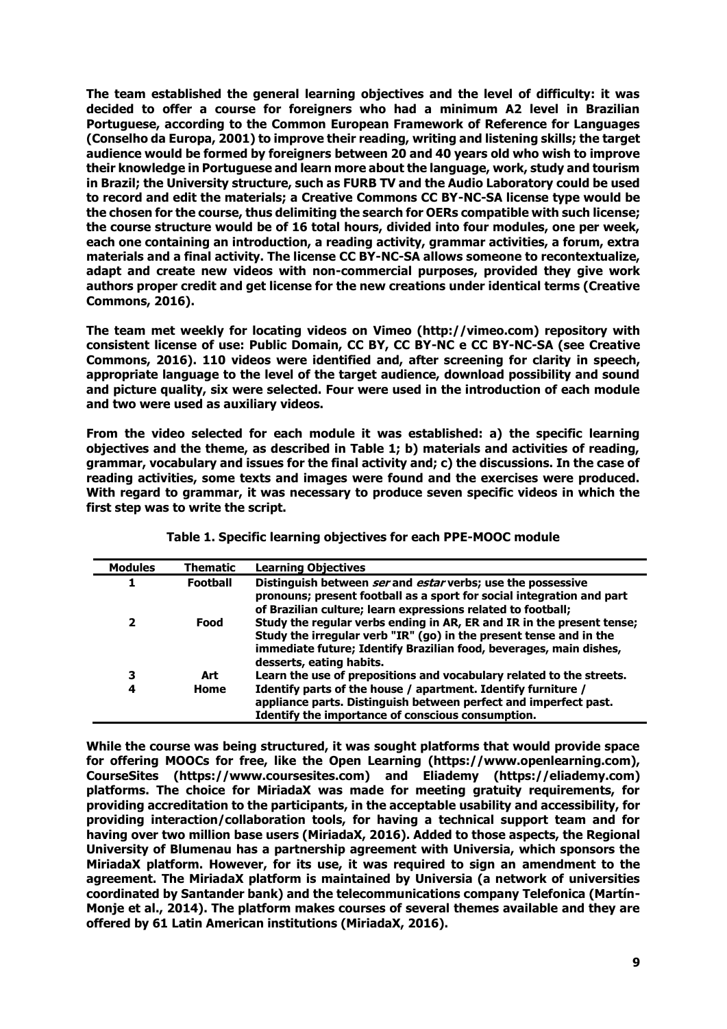The team established the general learning objectives and the level of difficulty: it was decided to offer a course for foreigners who had a minimum A2 level in Brazilian Portuguese, according to the Common European Framework of Reference for Languages (Conselho da Europa, 2001) to improve their reading, writing and listening skills; the target audience would be formed by foreigners between 20 and 40 years old who wish to improve their knowledge in Portuguese and learn more about the language, work, study and tourism in Brazil; the University structure, such as FURB TV and the Audio Laboratory could be used to record and edit the materials; a Creative Commons CC BY-NC-SA license type would be the chosen for the course, thus delimiting the search for OERs compatible with such license; the course structure would be of 16 total hours, divided into four modules, one per week, each one containing an introduction, a reading activity, grammar activities, a forum, extra materials and a final activity. The license CC BY-NC-SA allows someone to recontextualize, adapt and create new videos with non-commercial purposes, provided they give work authors proper credit and get license for the new creations under identical terms (Creative Commons, 2016).

The team met weekly for locating videos on Vimeo (http://vimeo.com) repository with consistent license of use: Public Domain, CC BY, CC BY-NC e CC BY-NC-SA (see Creative Commons, 2016). 110 videos were identified and, after screening for clarity in speech, appropriate language to the level of the target audience, download possibility and sound and picture quality, six were selected. Four were used in the introduction of each module and two were used as auxiliary videos.

From the video selected for each module it was established: a) the specific learning objectives and the theme, as described in Table 1; b) materials and activities of reading, grammar, vocabulary and issues for the final activity; c) the discussions. In the case of reading activities, some texts and images were found and the exercises were produced. With regard to grammar, it was necessary to produce seven specific videos in which the first step was to write the script.

**Table 1. Specific learning objectives for each PPE-MOOC module**

| Modules | Thematic | Learning Objectives |
|---|---|---|
| 1 | Football | Distinguish between *ser* and *estar* verbs; use the possessive pronouns; present football as a sport for social integration and part of Brazilian culture; learn expressions related to football; |
| 2 | Food | Study the regular verbs ending in AR, ER and IR in the present tense; Study the irregular verb "IR" (go) in the present tense and in the immediate future; Identify Brazilian food, beverages, main dishes, desserts, eating habits. |
| 3 | Art | Learn the use of prepositions and vocabulary related to the streets. |
| 4 | Home | Identify parts of the house / apartment. Identify furniture / appliance parts. Distinguish between perfect and imperfect past. Identify the importance of conscious consumption. |

While the course was being structured, it was sought platforms that would provide space for offering MOOCs for free, like the Open Learning (https://www.openlearning.com), CourseSites (https://www.coursesites.com) and Eliademy (https://eliademy.com) platforms. The choice for MiriadaX was made for meeting gratuity requirements, for providing accreditation to the participants, in the acceptable usability and accessibility, for providing interaction/collaboration tools, for having a technical support team and for having over two million base users (MiriadaX, 2016). Added to those aspects, the Regional University of Blumenau has a partnership agreement with Universia, which sponsors the MiriadaX platform. However, for its use, it was required to sign an amendment to the agreement. The MiriadaX platform is maintained by Universia (a network of universities coordinated by Santander bank) and the telecommunications company Telefonica (Martín-Monje et al., 2014). The platform makes courses of several themes available and they are offered by 61 Latin American institutions (MiriadaX, 2016).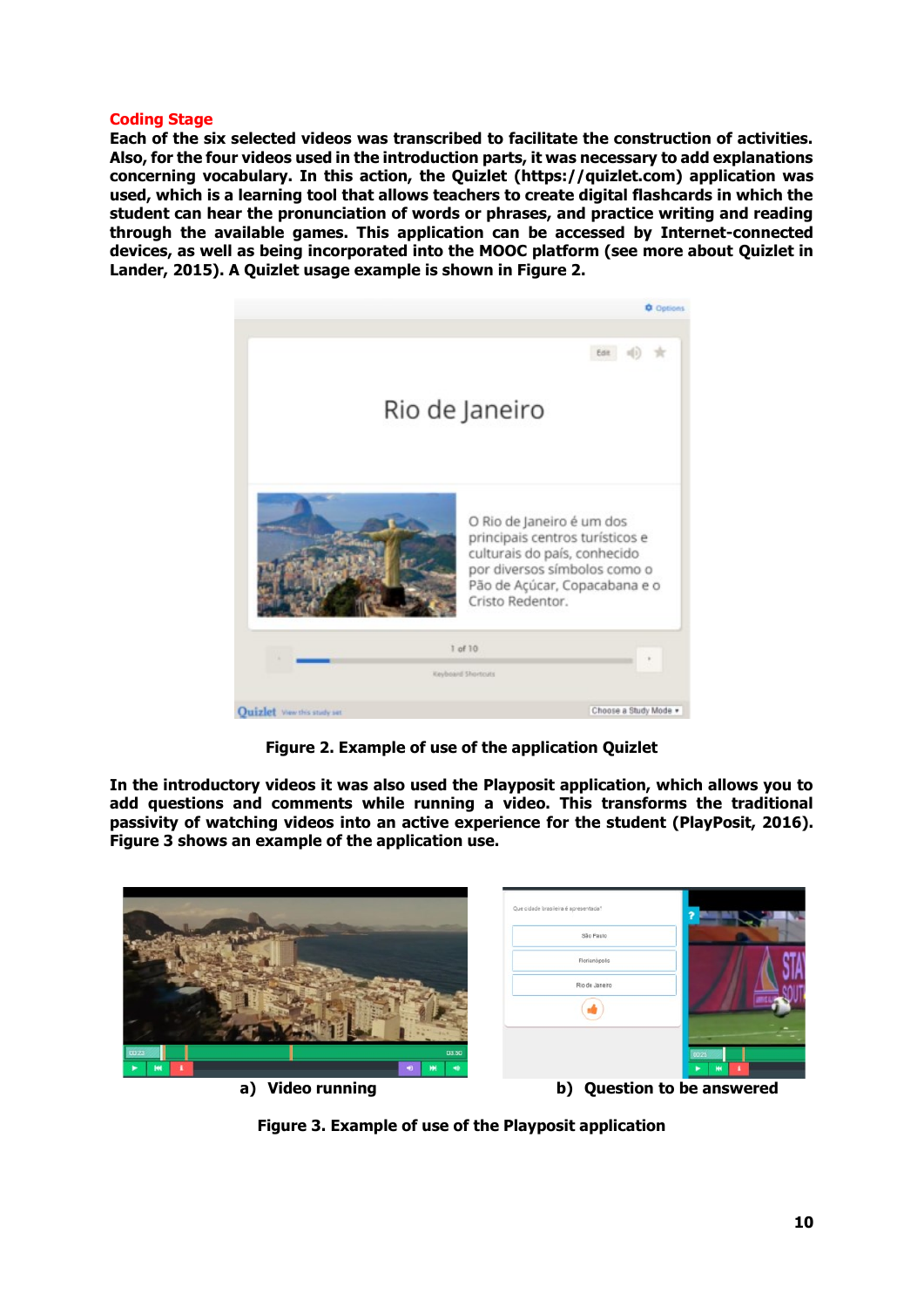## Coding Stage

**Each of the six selected videos was transcribed to facilitate the construction of activities. Also, for the four videos used in the introduction parts, it was necessary to add explanations concerning vocabulary. In this action, the Quizlet (https://quizlet.com) application was used, which is a learning tool that allows teachers to create digital flashcards in which the student can hear the pronunciation of words or phrases, and practice writing and reading through the available games. This application can be accessed by Internet-connected devices, as well as being incorporated into the MOOC platform (see more about Quizlet in Lander, 2015). A Quizlet usage example is shown in Figure 2.**

**Figure 2. Example of use of the application Quizlet**

**In the introductory videos it was also used the Playposit application, which allows you to add questions and comments while running a video. This transforms the traditional passivity of watching videos into an active experience for the student (PlayPosit, 2016). Figure 3 shows an example of the application use.**

**a) Video running** **b) Question to be answered**

**Figure 3. Example of use of the Playposit application**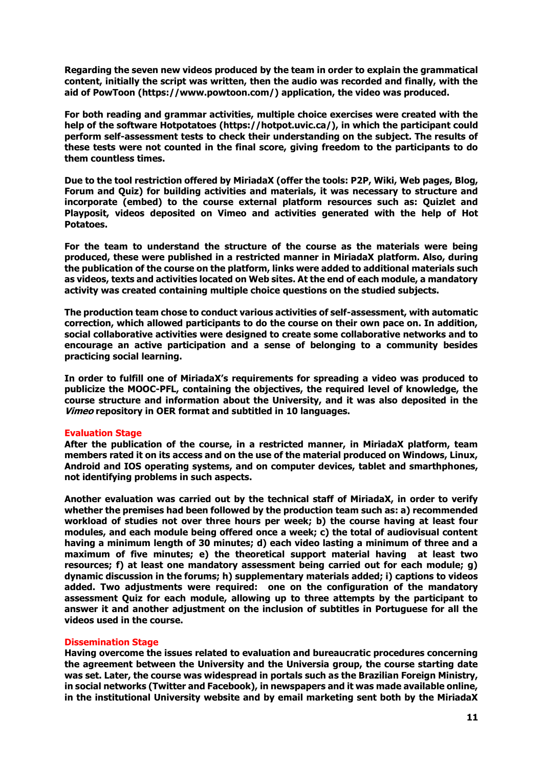Regarding the seven new videos produced by the team in order to explain the grammatical content, initially the script was written, then the audio was recorded and finally, with the aid of PowToon (https://www.powtoon.com/) application, the video was produced.

For both reading and grammar activities, multiple choice exercises were created with the help of the software Hotpotatoes (https://hotpot.uvic.ca/), in which the participant could perform self-assessment tests to check their understanding on the subject. The results of these tests were not counted in the final score, giving freedom to the participants to do them countless times.

Due to the tool restriction offered by MiriadaX (offer the tools: P2P, Wiki, Web pages, Blog, Forum and Quiz) for building activities and materials, it was necessary to structure and incorporate (embed) to the course external platform resources such as: Quizlet and Playposit, videos deposited on Vimeo and activities generated with the help of Hot Potatoes.

For the team to understand the structure of the course as the materials were being produced, these were published in a restricted manner in MiriadaX platform. Also, during the publication of the course on the platform, links were added to additional materials such as videos, texts and activities located on Web sites. At the end of each module, a mandatory activity was created containing multiple choice questions on the studied subjects.

The production team chose to conduct various activities of self-assessment, with automatic correction, which allowed participants to do the course on their own pace on. In addition, social collaborative activities were designed to create some collaborative networks and to encourage an active participation and a sense of belonging to a community besides practicing social learning.

In order to fulfill one of MiriadaX's requirements for spreading a video was produced to publicize the MOOC-PFL, containing the objectives, the required level of knowledge, the course structure and information about the University, and it was also deposited in the *Vimeo* repository in OER format and subtitled in 10 languages.

## Evaluation Stage

After the publication of the course, in a restricted manner, in MiriadaX platform, team members rated it on its access and on the use of the material produced on Windows, Linux, Android and IOS operating systems, and on computer devices, tablet and smarthphones, not identifying problems in such aspects.

Another evaluation was carried out by the technical staff of MiriadaX, in order to verify whether the premises had been followed by the production team such as: a) recommended workload of studies not over three hours per week; b) the course having at least four modules, and each module being offered once a week; c) the total of audiovisual content having a minimum length of 30 minutes; d) each video lasting a minimum of three and a maximum of five minutes; e) the theoretical support material having at least two resources; f) at least one mandatory assessment being carried out for each module; g) dynamic discussion in the forums; h) supplementary materials added; i) captions to videos added. Two adjustments were required: one on the configuration of the mandatory assessment Quiz for each module, allowing up to three attempts by the participant to answer it and another adjustment on the inclusion of subtitles in Portuguese for all the videos used in the course.

## Dissemination Stage

Having overcome the issues related to evaluation and bureaucratic procedures concerning the agreement between the University and the Universia group, the course starting date was set. Later, the course was widespread in portals such as the Brazilian Foreign Ministry, in social networks (Twitter and Facebook), in newspapers and it was made available online, in the institutional University website and by email marketing sent both by the MiriadaX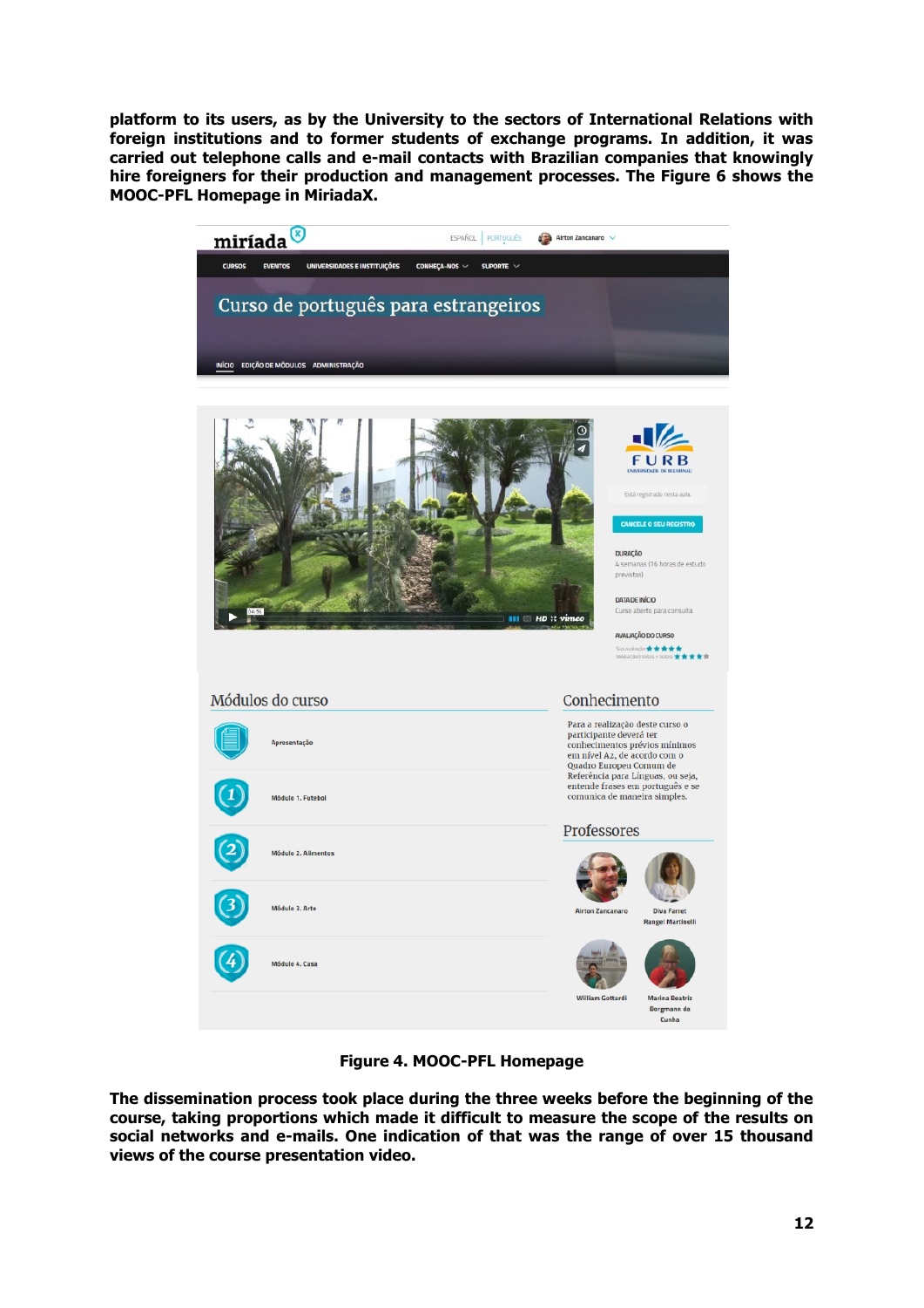**platform to its users, as by the University to the sectors of International Relations with foreign institutions and to former students of exchange programs. In addition, it was carried out telephone calls and e-mail contacts with Brazilian companies that knowingly hire foreigners for their production and management processes. The Figure 6 shows the MOOC-PFL Homepage in MiriadaX.**

**Figure 4. MOOC-PFL Homepage**

**The dissemination process took place during the three weeks before the beginning of the course, taking proportions which made it difficult to measure the scope of the results on social networks and e-mails. One indication of that was the range of over 15 thousand views of the course presentation video.**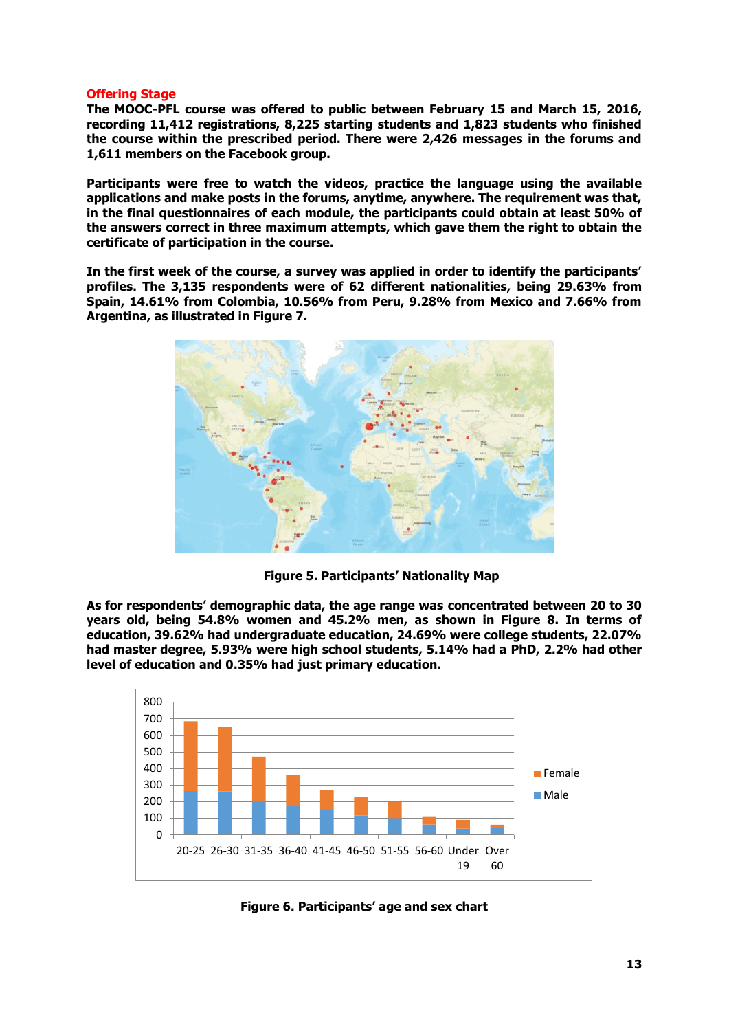## Offering Stage

**The MOOC-PFL course was offered to public between February 15 and March 15, 2016, recording 11,412 registrations, 8,225 starting students and 1,823 students who finished the course within the prescribed period. There were 2,426 messages in the forums and 1,611 members on the Facebook group.**

**Participants were free to watch the videos, practice the language using the available applications and make posts in the forums, anytime, anywhere. The requirement was that, in the final questionnaires of each module, the participants could obtain at least 50% of the answers correct in three maximum attempts, which gave them the right to obtain the certificate of participation in the course.**

**In the first week of the course, a survey was applied in order to identify the participants' profiles. The 3,135 respondents were of 62 different nationalities, being 29.63% from Spain, 14.61% from Colombia, 10.56% from Peru, 9.28% from Mexico and 7.66% from Argentina, as illustrated in Figure 7.**

**Figure 5. Participants' Nationality Map**

**As for respondents' demographic data, the age range was concentrated between 20 to 30 years old, being 54.8% women and 45.2% men, as shown in Figure 8. In terms of education, 39.62% had undergraduate education, 24.69% were college students, 22.07% had master degree, 5.93% were high school students, 5.14% had a PhD, 2.2% had other level of education and 0.35% had just primary education.**

**Figure 6. Participants' age and sex chart**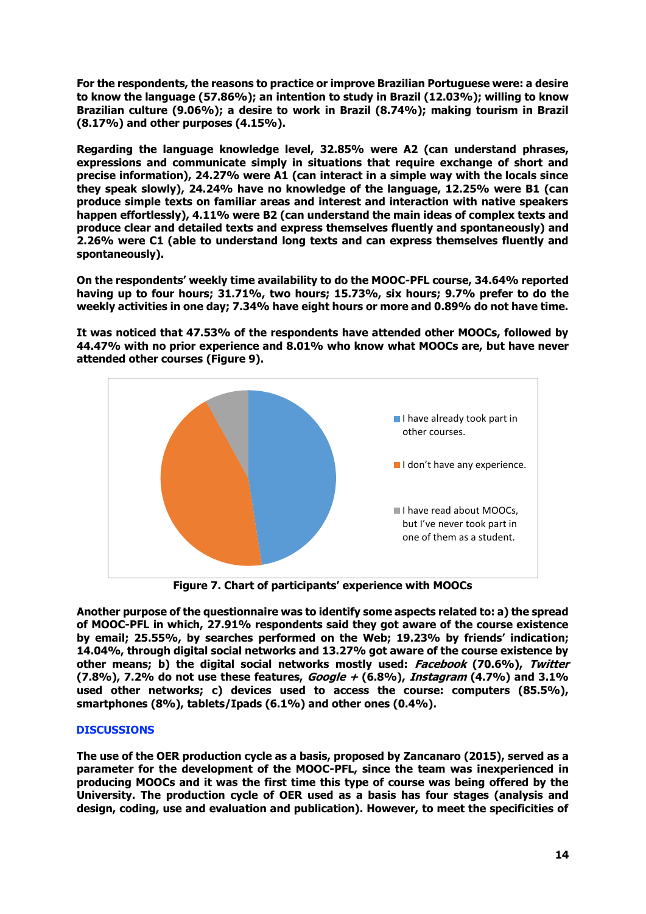**For the respondents, the reasons to practice or improve Brazilian Portuguese were: a desire to know the language (57.86%); an intention to study in Brazil (12.03%); willing to know Brazilian culture (9.06%); a desire to work in Brazil (8.74%); making tourism in Brazil (8.17%) and other purposes (4.15%).**

**Regarding the language knowledge level, 32.85% were A2 (can understand phrases, expressions and communicate simply in situations that require exchange of short and precise information), 24.27% were A1 (can interact in a simple way with the locals since they speak slowly), 24.24% have no knowledge of the language, 12.25% were B1 (can produce simple texts on familiar areas and interest and interaction with native speakers happen effortlessly), 4.11% were B2 (can understand the main ideas of complex texts and produce clear and detailed texts and express themselves fluently and spontaneously) and 2.26% were C1 (able to understand long texts and can express themselves fluently and spontaneously).**

**On the respondents' weekly time availability to do the MOOC-PFL course, 34.64% reported having up to four hours; 31.71%, two hours; 15.73%, six hours; 9.7% prefer to do the weekly activities in one day; 7.34% have eight hours or more and 0.89% do not have time.**

**It was noticed that 47.53% of the respondents have attended other MOOCs, followed by 44.47% with no prior experience and 8.01% who know what MOOCs are, but have never attended other courses (Figure 9).**

**Figure 7. Chart of participants' experience with MOOCs**

**Another purpose of the questionnaire was to identify some aspects related to: a) the spread of MOOC-PFL in which, 27.91% respondents said they got aware of the course existence by email; 25.55%, by searches performed on the Web; 19.23% by friends' indication; 14.04%, through digital social networks and 13.27% got aware of the course existence by other means; b) the digital social networks mostly used: *Facebook* (70.6%), *Twitter* (7.8%), 7.2% do not use these features, *Google +* (6.8%), *Instagram* (4.7%) and 3.1% used other networks; c) devices used to access the course: computers (85.5%), smartphones (8%), tablets/Ipads (6.1%) and other ones (0.4%).**

## DISCUSSIONS

**The use of the OER production cycle as a basis, proposed by Zancanaro (2015), served as a parameter for the development of the MOOC-PFL, since the team was inexperienced in producing MOOCs and it was the first time this type of course was being offered by the University. The production cycle of OER used as a basis has four stages (analysis and design, coding, use and evaluation and publication). However, to meet the specificities of**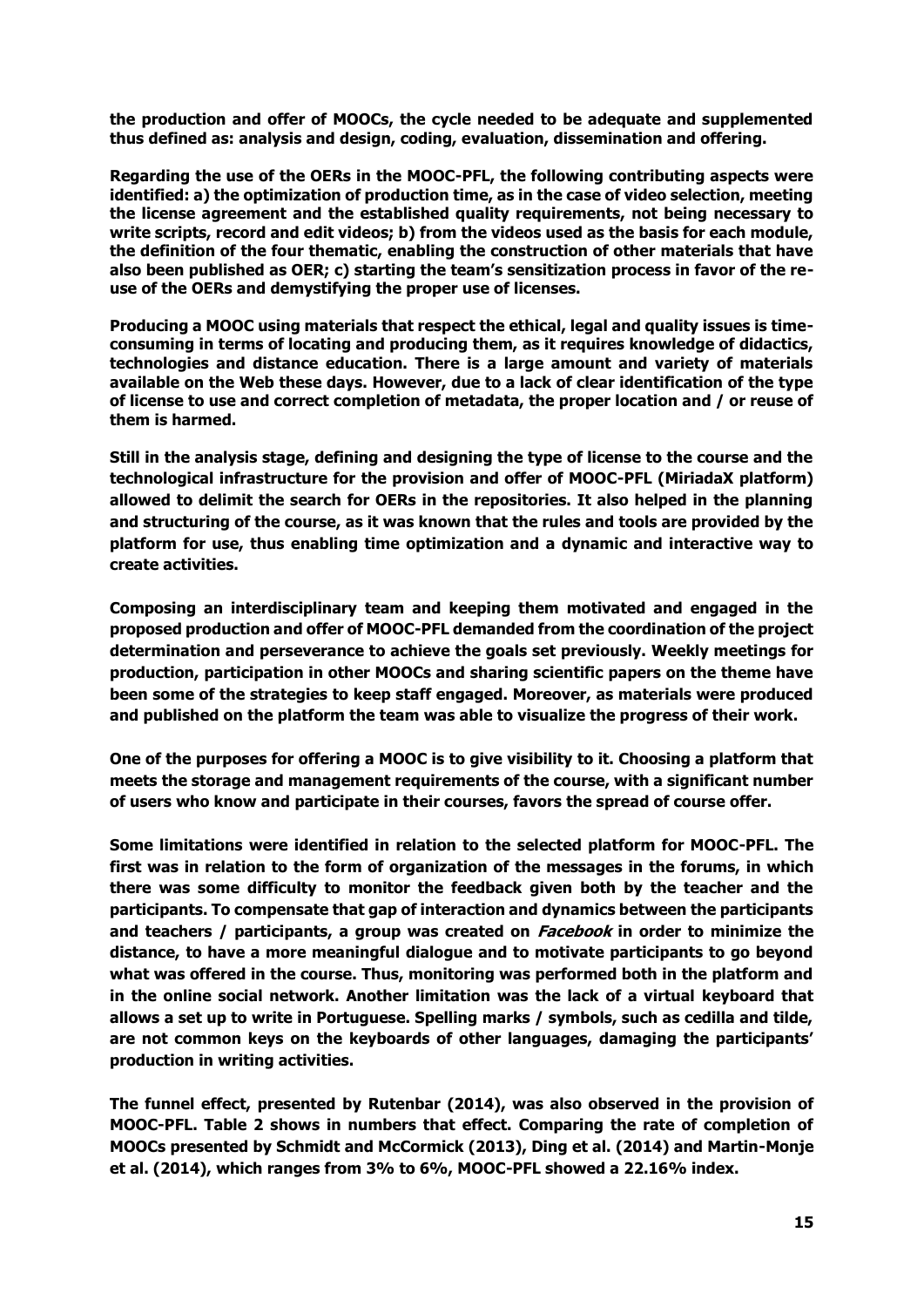**the production and offer of MOOCs, the cycle needed to be adequate and supplemented thus defined as: analysis and design, coding, evaluation, dissemination and offering.**

**Regarding the use of the OERs in the MOOC-PFL, the following contributing aspects were identified: a) the optimization of production time, as in the case of video selection, meeting the license agreement and the established quality requirements, not being necessary to write scripts, record and edit videos; b) from the videos used as the basis for each module, the definition of the four thematic, enabling the construction of other materials that have also been published as OER; c) starting the team's sensitization process in favor of the re-use of the OERs and demystifying the proper use of licenses.**

**Producing a MOOC using materials that respect the ethical, legal and quality issues is time-consuming in terms of locating and producing them, as it requires knowledge of didactics, technologies and distance education. There is a large amount and variety of materials available on the Web these days. However, due to a lack of clear identification of the type of license to use and correct completion of metadata, the proper location and / or reuse of them is harmed.**

**Still in the analysis stage, defining and designing the type of license to the course and the technological infrastructure for the provision and offer of MOOC-PFL (MiriadaX platform) allowed to delimit the search for OERs in the repositories. It also helped in the planning and structuring of the course, as it was known that the rules and tools are provided by the platform for use, thus enabling time optimization and a dynamic and interactive way to create activities.**

**Composing an interdisciplinary team and keeping them motivated and engaged in the proposed production and offer of MOOC-PFL demanded from the coordination of the project determination and perseverance to achieve the goals set previously. Weekly meetings for production, participation in other MOOCs and sharing scientific papers on the theme have been some of the strategies to keep staff engaged. Moreover, as materials were produced and published on the platform the team was able to visualize the progress of their work.**

**One of the purposes for offering a MOOC is to give visibility to it. Choosing a platform that meets the storage and management requirements of the course, with a significant number of users who know and participate in their courses, favors the spread of course offer.**

**Some limitations were identified in relation to the selected platform for MOOC-PFL. The first was in relation to the form of organization of the messages in the forums, in which there was some difficulty to monitor the feedback given both by the teacher and the participants. To compensate that gap of interaction and dynamics between the participants and teachers / participants, a group was created on *Facebook* in order to minimize the distance, to have a more meaningful dialogue and to motivate participants to go beyond what was offered in the course. Thus, monitoring was performed both in the platform and in the online social network. Another limitation was the lack of a virtual keyboard that allows a set up to write in Portuguese. Spelling marks / symbols, such as cedilla and tilde, are not common keys on the keyboards of other languages, damaging the participants' production in writing activities.**

**The funnel effect, presented by Rutenbar (2014), was also observed in the provision of MOOC-PFL. Table 2 shows in numbers that effect. Comparing the rate of completion of MOOCs presented by Schmidt and McCormick (2013), Ding et al. (2014) and Martin-Monje et al. (2014), which ranges from 3% to 6%, MOOC-PFL showed a 22.16% index.**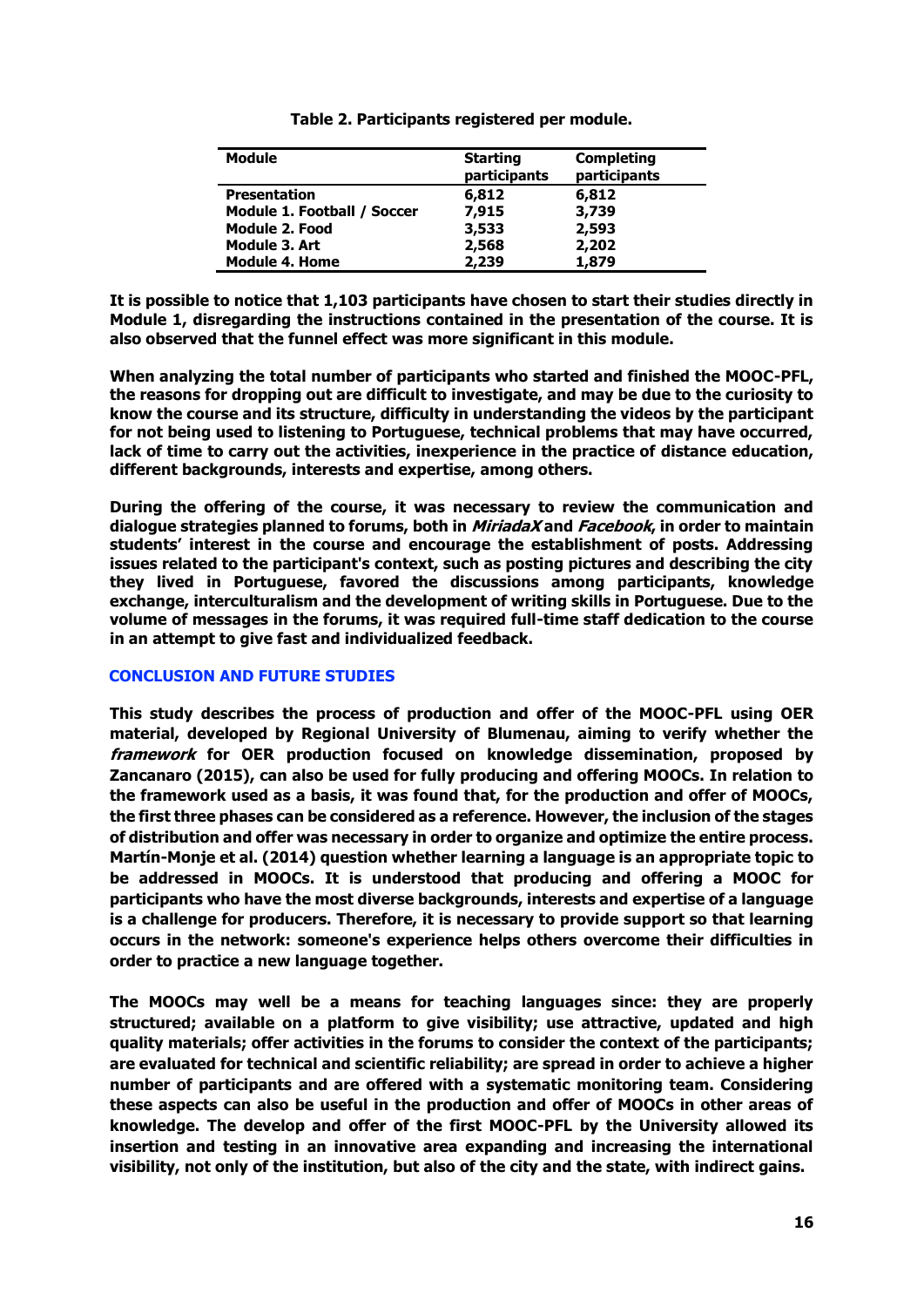**Table 2. Participants registered per module.**

| Module | Starting participants | Completing participants |
|---|---|---|
| Presentation | 6,812 | 6,812 |
| Module 1. Football / Soccer | 7,915 | 3,739 |
| Module 2. Food | 3,533 | 2,593 |
| Module 3. Art | 2,568 | 2,202 |
| Module 4. Home | 2,239 | 1,879 |

It is possible to notice that 1,103 participants have chosen to start their studies directly in Module 1, disregarding the instructions contained in the presentation of the course. It is also observed that the funnel effect was more significant in this module.

When analyzing the total number of participants who started and finished the MOOC-PFL, the reasons for dropping out are difficult to investigate, and may be due to the curiosity to know the course and its structure, difficulty in understanding the videos by the participant for not being used to listening to Portuguese, technical problems that may have occurred, lack of time to carry out the activities, inexperience in the practice of distance education, different backgrounds, interests and expertise, among others.

During the offering of the course, it was necessary to review the communication and dialogue strategies planned to forums, both in *MiriadaX* and *Facebook*, in order to maintain students' interest in the course and encourage the establishment of posts. Addressing issues related to the participant's context, such as posting pictures and describing the city they lived in Portuguese, favored the discussions among participants, knowledge exchange, interculturalism and the development of writing skills in Portuguese. Due to the volume of messages in the forums, it was required full-time staff dedication to the course in an attempt to give fast and individualized feedback.

## CONCLUSION AND FUTURE STUDIES

This study describes the process of production and offer of the MOOC-PFL using OER material, developed by Regional University of Blumenau, aiming to verify whether the *framework* for OER production focused on knowledge dissemination, proposed by Zancanaro (2015), can also be used for fully producing and offering MOOCs. In relation to the framework used as a basis, it was found that, for the production and offer of MOOCs, the first three phases can be considered as a reference. However, the inclusion of the stages of distribution and offer was necessary in order to organize and optimize the entire process. Martín-Monje et al. (2014) question whether learning a language is an appropriate topic to be addressed in MOOCs. It is understood that producing and offering a MOOC for participants who have the most diverse backgrounds, interests and expertise of a language is a challenge for producers. Therefore, it is necessary to provide support so that learning occurs in the network: someone's experience helps others overcome their difficulties in order to practice a new language together.

The MOOCs may well be a means for teaching languages since: they are properly structured; available on a platform to give visibility; use attractive, updated and high quality materials; offer activities in the forums to consider the context of the participants; are evaluated for technical and scientific reliability; are spread in order to achieve a higher number of participants and are offered with a systematic monitoring team. Considering these aspects can also be useful in the production and offer of MOOCs in other areas of knowledge. The develop and offer of the first MOOC-PFL by the University allowed its insertion and testing in an innovative area expanding and increasing the international visibility, not only of the institution, but also of the city and the state, with indirect gains.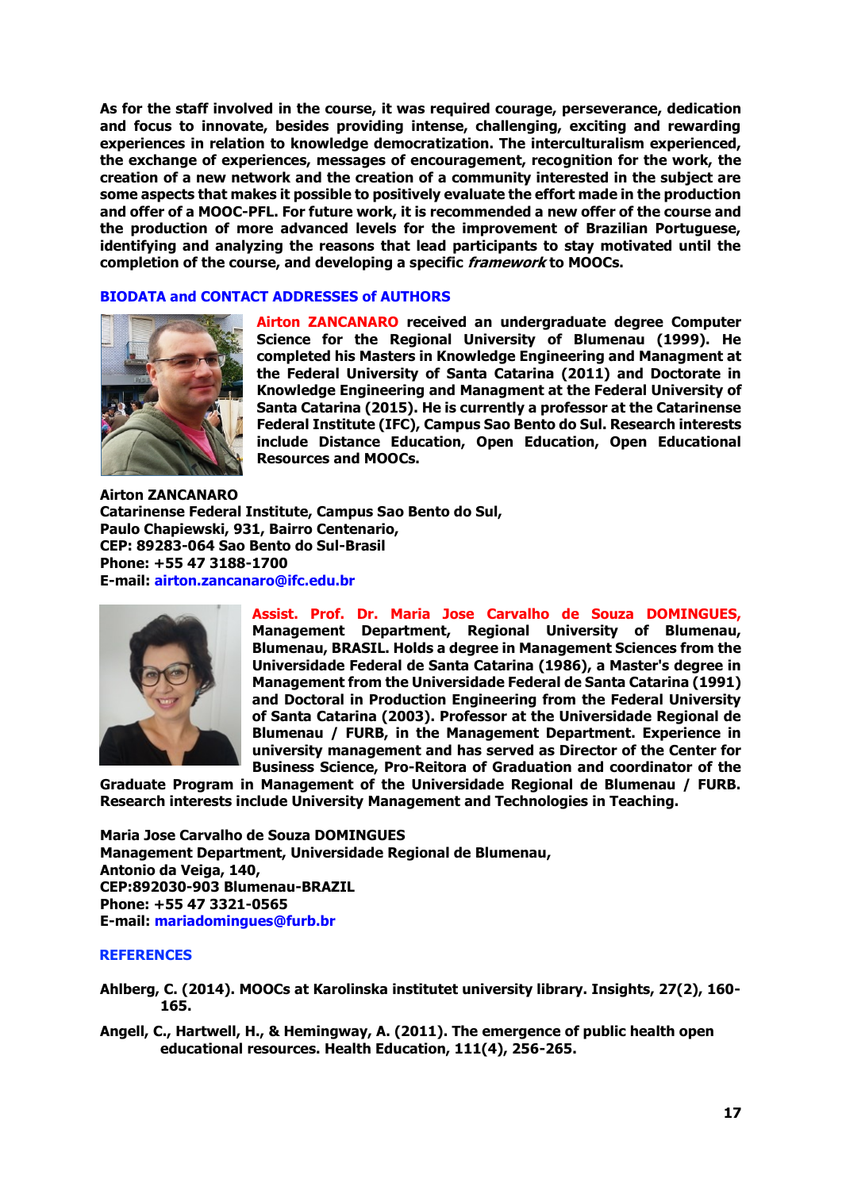As for the staff involved in the course, it was required courage, perseverance, dedication and focus to innovate, besides providing intense, challenging, exciting and rewarding experiences in relation to knowledge democratization. The interculturalism experienced, the exchange of experiences, messages of encouragement, recognition for the work, the creation of a new network and the creation of a community interested in the subject are some aspects that makes it possible to positively evaluate the effort made in the production and offer of a MOOC-PFL. For future work, it is recommended a new offer of the course and the production of more advanced levels for the improvement of Brazilian Portuguese, identifying and analyzing the reasons that lead participants to stay motivated until the completion of the course, and developing a specific *framework* to MOOCs.

## BIODATA and CONTACT ADDRESSES of AUTHORS

**Airton ZANCANARO** received an undergraduate degree Computer Science for the Regional University of Blumenau (1999). He completed his Masters in Knowledge Engineering and Managment at the Federal University of Santa Catarina (2011) and Doctorate in Knowledge Engineering and Managment at the Federal University of Santa Catarina (2015). He is currently a professor at the Catarinense Federal Institute (IFC), Campus Sao Bento do Sul. Research interests include Distance Education, Open Education, Open Educational Resources and MOOCs.

Airton ZANCANARO
Catarinense Federal Institute, Campus Sao Bento do Sul,
Paulo Chapiewski, 931, Bairro Centenario,
CEP: 89283-064 Sao Bento do Sul-Brasil
Phone: +55 47 3188-1700
E-mail: airton.zancanaro@ifc.edu.br

**Assist. Prof. Dr. Maria Jose Carvalho de Souza DOMINGUES,** Management Department, Regional University of Blumenau, Blumenau, BRASIL. Holds a degree in Management Sciences from the Universidade Federal de Santa Catarina (1986), a Master's degree in Management from the Universidade Federal de Santa Catarina (1991) and Doctoral in Production Engineering from the Federal University of Santa Catarina (2003). Professor at the Universidade Regional de Blumenau / FURB, in the Management Department. Experience in university management and has served as Director of the Center for Business Science, Pro-Reitora of Graduation and coordinator of the Graduate Program in Management of the Universidade Regional de Blumenau / FURB. Research interests include University Management and Technologies in Teaching.

Maria Jose Carvalho de Souza DOMINGUES
Management Department, Universidade Regional de Blumenau,
Antonio da Veiga, 140,
CEP:892030-903 Blumenau-BRAZIL
Phone: +55 47 3321-0565
E-mail: mariadomingues@furb.br

## REFERENCES

Ahlberg, C. (2014). MOOCs at Karolinska institutet university library. Insights, 27(2), 160-165.

Angell, C., Hartwell, H., & Hemingway, A. (2011). The emergence of public health open educational resources. Health Education, 111(4), 256-265.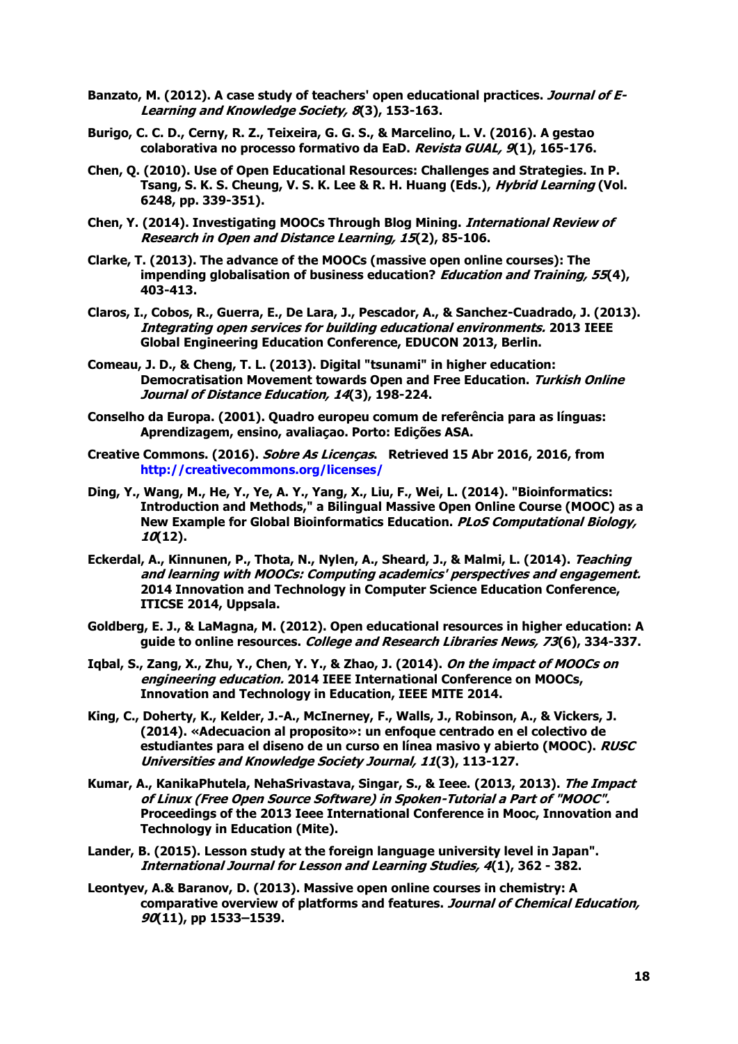Banzato, M. (2012). A case study of teachers' open educational practices. *Journal of E-Learning and Knowledge Society, 8*(3), 153-163.

Burigo, C. C. D., Cerny, R. Z., Teixeira, G. G. S., & Marcelino, L. V. (2016). A gestao colaborativa no processo formativo da EaD. *Revista GUAL, 9*(1), 165-176.

Chen, Q. (2010). Use of Open Educational Resources: Challenges and Strategies. In P. Tsang, S. K. S. Cheung, V. S. K. Lee & R. H. Huang (Eds.), *Hybrid Learning* (Vol. 6248, pp. 339-351).

Chen, Y. (2014). Investigating MOOCs Through Blog Mining. *International Review of Research in Open and Distance Learning, 15*(2), 85-106.

Clarke, T. (2013). The advance of the MOOCs (massive open online courses): The impending globalisation of business education? *Education and Training, 55*(4), 403-413.

Claros, I., Cobos, R., Guerra, E., De Lara, J., Pescador, A., & Sanchez-Cuadrado, J. (2013). *Integrating open services for building educational environments.* 2013 IEEE Global Engineering Education Conference, EDUCON 2013, Berlin.

Comeau, J. D., & Cheng, T. L. (2013). Digital "tsunami" in higher education: Democratisation Movement towards Open and Free Education. *Turkish Online Journal of Distance Education, 14*(3), 198-224.

Conselho da Europa. (2001). Quadro europeu comum de referência para as línguas: Aprendizagem, ensino, avaliaçao. Porto: Edições ASA.

Creative Commons. (2016). *Sobre As Licenças*. Retrieved 15 Abr 2016, 2016, from http://creativecommons.org/licenses/

Ding, Y., Wang, M., He, Y., Ye, A. Y., Yang, X., Liu, F., Wei, L. (2014). "Bioinformatics: Introduction and Methods," a Bilingual Massive Open Online Course (MOOC) as a New Example for Global Bioinformatics Education. *PLoS Computational Biology, 10*(12).

Eckerdal, A., Kinnunen, P., Thota, N., Nylen, A., Sheard, J., & Malmi, L. (2014). *Teaching and learning with MOOCs: Computing academics' perspectives and engagement.* 2014 Innovation and Technology in Computer Science Education Conference, ITICSE 2014, Uppsala.

Goldberg, E. J., & LaMagna, M. (2012). Open educational resources in higher education: A guide to online resources. *College and Research Libraries News, 73*(6), 334-337.

Iqbal, S., Zang, X., Zhu, Y., Chen, Y. Y., & Zhao, J. (2014). *On the impact of MOOCs on engineering education.* 2014 IEEE International Conference on MOOCs, Innovation and Technology in Education, IEEE MITE 2014.

King, C., Doherty, K., Kelder, J.-A., McInerney, F., Walls, J., Robinson, A., & Vickers, J. (2014). «Adecuacion al proposito»: un enfoque centrado en el colectivo de estudiantes para el diseno de un curso en línea masivo y abierto (MOOC). *RUSC Universities and Knowledge Society Journal, 11*(3), 113-127.

Kumar, A., KanikaPhutela, NehaSrivastava, Singar, S., & Ieee. (2013, 2013). *The Impact of Linux (Free Open Source Software) in Spoken-Tutorial a Part of "MOOC".* Proceedings of the 2013 Ieee International Conference in Mooc, Innovation and Technology in Education (Mite).

Lander, B. (2015). Lesson study at the foreign language university level in Japan". *International Journal for Lesson and Learning Studies, 4*(1), 362 - 382.

Leontyev, A.& Baranov, D. (2013). Massive open online courses in chemistry: A comparative overview of platforms and features. *Journal of Chemical Education, 90*(11), pp 1533–1539.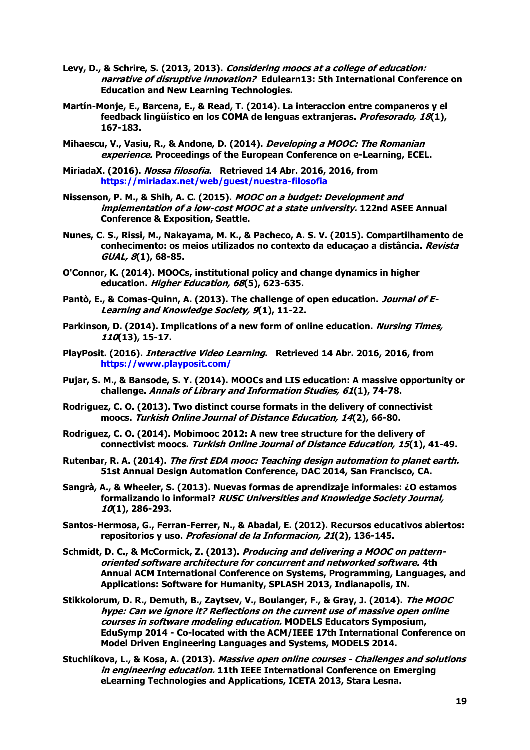Levy, D., & Schrire, S. (2013, 2013). *Considering moocs at a college of education: narrative of disruptive innovation?* Edulearn13: 5th International Conference on Education and New Learning Technologies.

Martín-Monje, E., Barcena, E., & Read, T. (2014). La interaccion entre compañeros y el feedback lingüístico en los COMA de lenguas extranjeras. *Profesorado, 18*(1), 167-183.

Mihaescu, V., Vasiu, R., & Andone, D. (2014). *Developing a MOOC: The Romanian experience.* Proceedings of the European Conference on e-Learning, ECEL.

MiriadaX. (2016). *Nossa filosofia*. Retrieved 14 Abr. 2016, 2016, from https://miriadax.net/web/guest/nuestra-filosofia

Nissenson, P. M., & Shih, A. C. (2015). *MOOC on a budget: Development and implementation of a low-cost MOOC at a state university.* 122nd ASEE Annual Conference & Exposition, Seattle.

Nunes, C. S., Rissi, M., Nakayama, M. K., & Pacheco, A. S. V. (2015). Compartilhamento de conhecimento: os meios utilizados no contexto da educaçao a distância. *Revista GUAL, 8*(1), 68-85.

O'Connor, K. (2014). MOOCs, institutional policy and change dynamics in higher education. *Higher Education, 68*(5), 623-635.

Pantò, E., & Comas-Quinn, A. (2013). The challenge of open education. *Journal of E-Learning and Knowledge Society, 9*(1), 11-22.

Parkinson, D. (2014). Implications of a new form of online education. *Nursing Times, 110*(13), 15-17.

PlayPosit. (2016). *Interactive Video Learning*. Retrieved 14 Abr. 2016, 2016, from https://www.playposit.com/

Pujar, S. M., & Bansode, S. Y. (2014). MOOCs and LIS education: A massive opportunity or challenge. *Annals of Library and Information Studies, 61*(1), 74-78.

Rodriguez, C. O. (2013). Two distinct course formats in the delivery of connectivist moocs. *Turkish Online Journal of Distance Education, 14*(2), 66-80.

Rodriguez, C. O. (2014). Mobimooc 2012: A new tree structure for the delivery of connectivist moocs. *Turkish Online Journal of Distance Education, 15*(1), 41-49.

Rutenbar, R. A. (2014). *The first EDA mooc: Teaching design automation to planet earth.* 51st Annual Design Automation Conference, DAC 2014, San Francisco, CA.

Sangrà, A., & Wheeler, S. (2013). Nuevas formas de aprendizaje informales: ¿O estamos formalizando lo informal? *RUSC Universities and Knowledge Society Journal, 10*(1), 286-293.

Santos-Hermosa, G., Ferran-Ferrer, N., & Abadal, E. (2012). Recursos educativos abiertos: repositorios y uso. *Profesional de la Informacion, 21*(2), 136-145.

Schmidt, D. C., & McCormick, Z. (2013). *Producing and delivering a MOOC on pattern-oriented software architecture for concurrent and networked software.* 4th Annual ACM International Conference on Systems, Programming, Languages, and Applications: Software for Humanity, SPLASH 2013, Indianapolis, IN.

Stikkolorum, D. R., Demuth, B., Zaytsev, V., Boulanger, F., & Gray, J. (2014). *The MOOC hype: Can we ignore it? Reflections on the current use of massive open online courses in software modeling education.* MODELS Educators Symposium, EduSymp 2014 - Co-located with the ACM/IEEE 17th International Conference on Model Driven Engineering Languages and Systems, MODELS 2014.

Stuchlíkova, L., & Kosa, A. (2013). *Massive open online courses - Challenges and solutions in engineering education.* 11th IEEE International Conference on Emerging eLearning Technologies and Applications, ICETA 2013, Stara Lesna.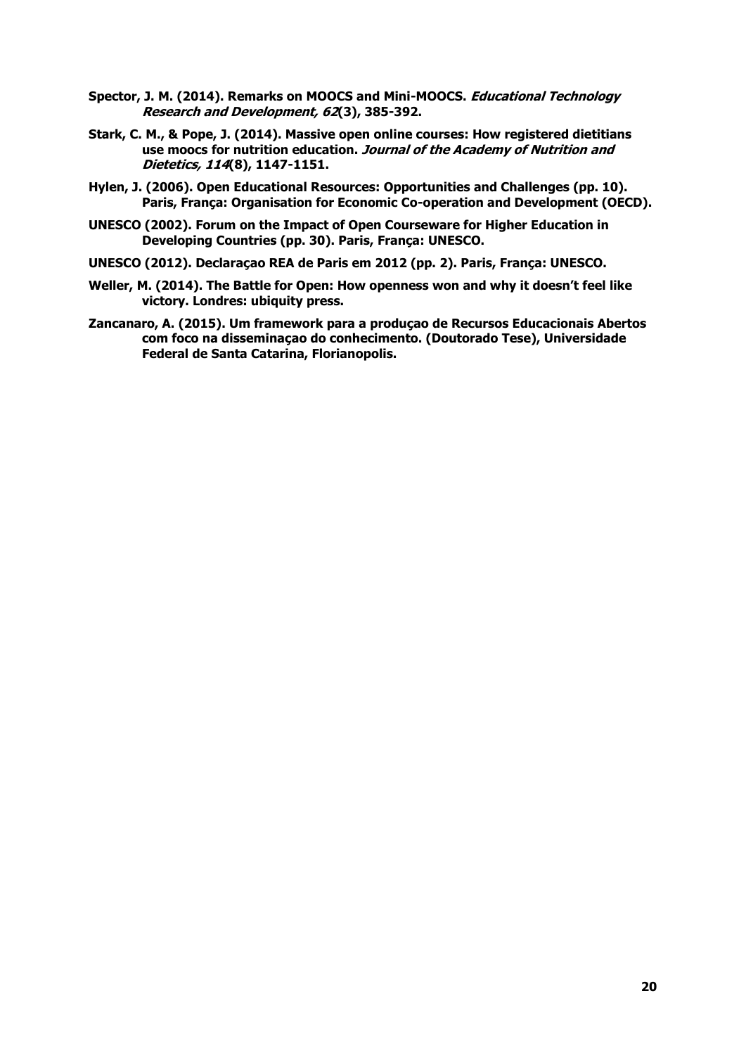**Spector, J. M. (2014). Remarks on MOOCS and Mini-MOOCS. *Educational Technology Research and Development, 62*(3), 385-392.**

**Stark, C. M., & Pope, J. (2014). Massive open online courses: How registered dietitians use moocs for nutrition education. *Journal of the Academy of Nutrition and Dietetics, 114*(8), 1147-1151.**

**Hylen, J. (2006). Open Educational Resources: Opportunities and Challenges (pp. 10). Paris, França: Organisation for Economic Co-operation and Development (OECD).**

**UNESCO (2002). Forum on the Impact of Open Courseware for Higher Education in Developing Countries (pp. 30). Paris, França: UNESCO.**

**UNESCO (2012). Declaraçao REA de Paris em 2012 (pp. 2). Paris, França: UNESCO.**

**Weller, M. (2014). The Battle for Open: How openness won and why it doesn't feel like victory. Londres: ubiquity press.**

**Zancanaro, A. (2015). Um framework para a produçao de Recursos Educacionais Abertos com foco na disseminaçao do conhecimento. (Doutorado Tese), Universidade Federal de Santa Catarina, Florianopolis.**